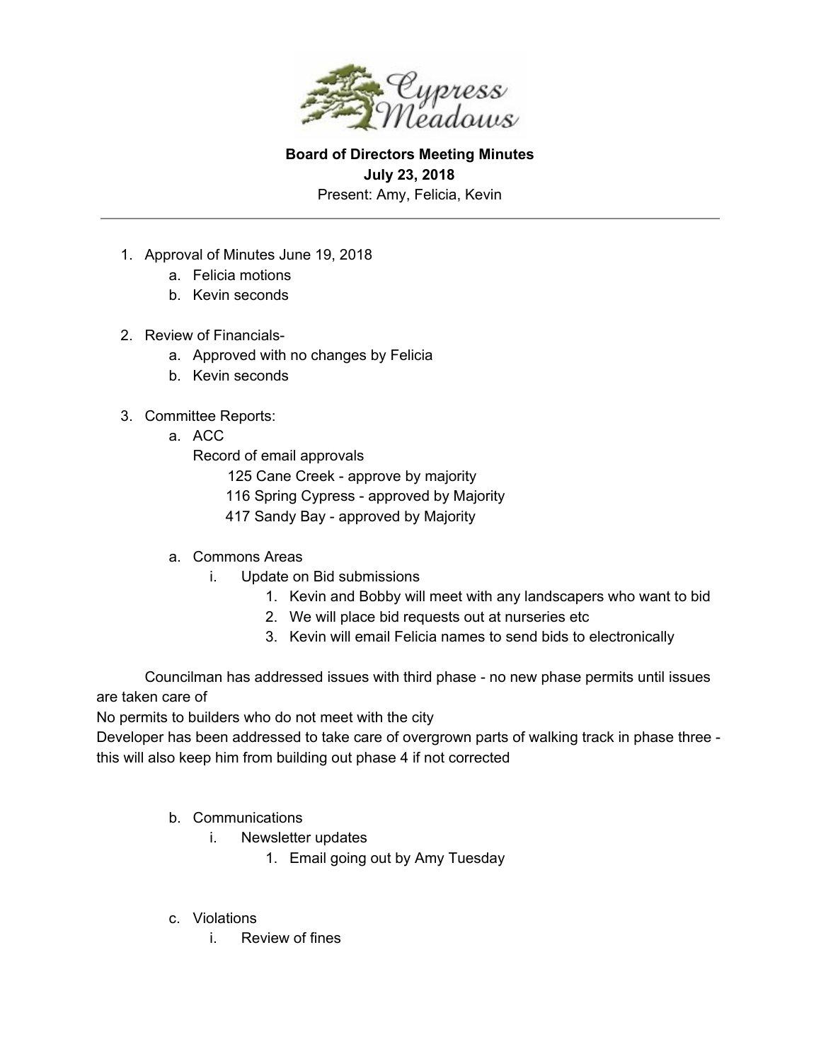**Board of Directors Meeting Minutes**

**July 23, 2018**

Present: Amy, Felicia, Kevin

---

1. Approval of Minutes June 19, 2018
    a. Felicia motions
    b. Kevin seconds

2. Review of Financials-
    a. Approved with no changes by Felicia
    b. Kevin seconds

3. Committee Reports:
    a. ACC

        Record of email approvals

            125 Cane Creek - approve by majority
            116 Spring Cypress - approved by Majority
            417 Sandy Bay - approved by Majority

    a. Commons Areas
        i. Update on Bid submissions
            1. Kevin and Bobby will meet with any landscapers who want to bid
            2. We will place bid requests out at nurseries etc
            3. Kevin will email Felicia names to send bids to electronically

Councilman has addressed issues with third phase - no new phase permits until issues are taken care of

No permits to builders who do not meet with the city

Developer has been addressed to take care of overgrown parts of walking track in phase three - this will also keep him from building out phase 4 if not corrected

    b. Communications
        i. Newsletter updates
            1. Email going out by Amy Tuesday

    c. Violations
        i. Review of fines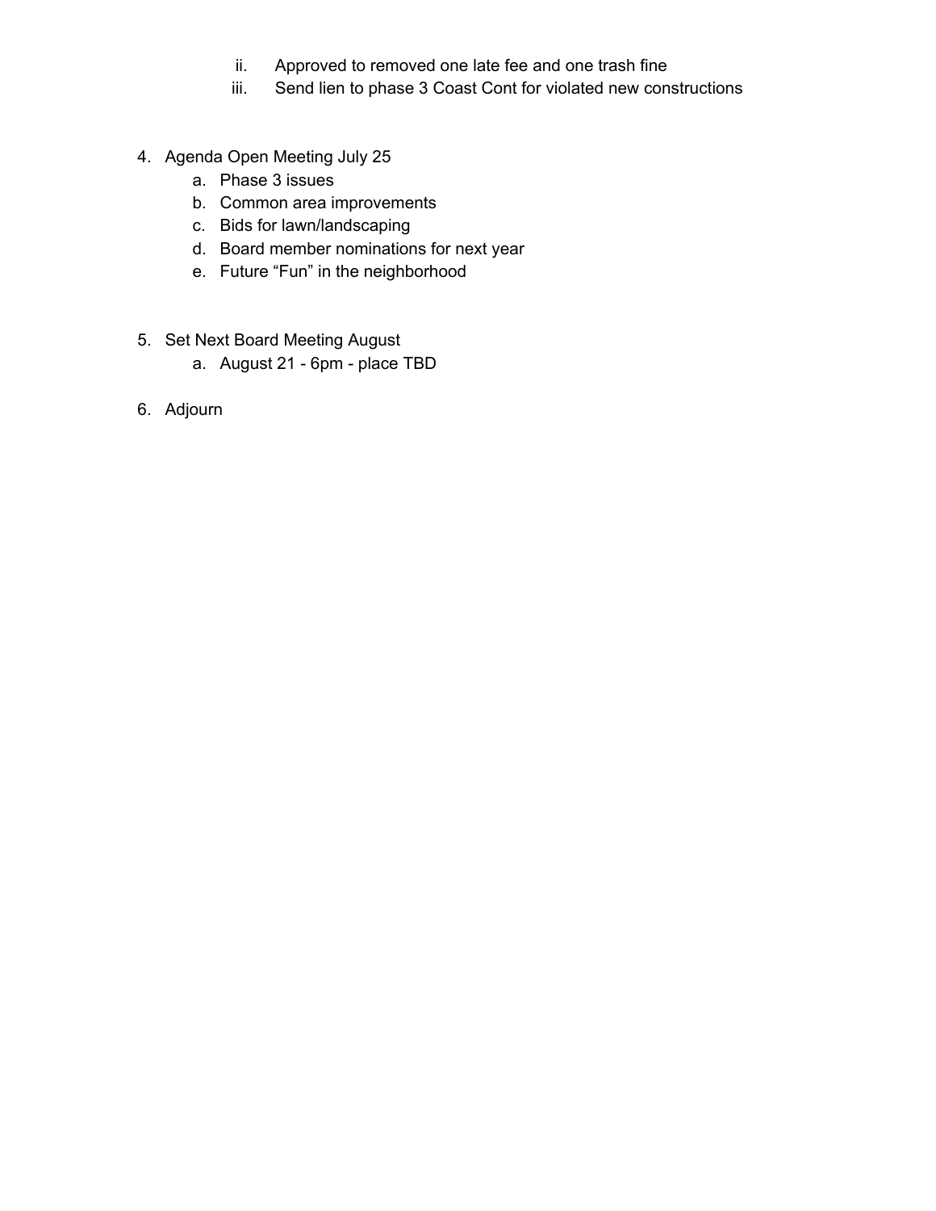ii. Approved to removed one late fee and one trash fine
   iii. Send lien to phase 3 Coast Cont for violated new constructions

4. Agenda Open Meeting July 25
   a. Phase 3 issues
   b. Common area improvements
   c. Bids for lawn/landscaping
   d. Board member nominations for next year
   e. Future “Fun” in the neighborhood

5. Set Next Board Meeting August
   a. August 21 - 6pm - place TBD

6. Adjourn